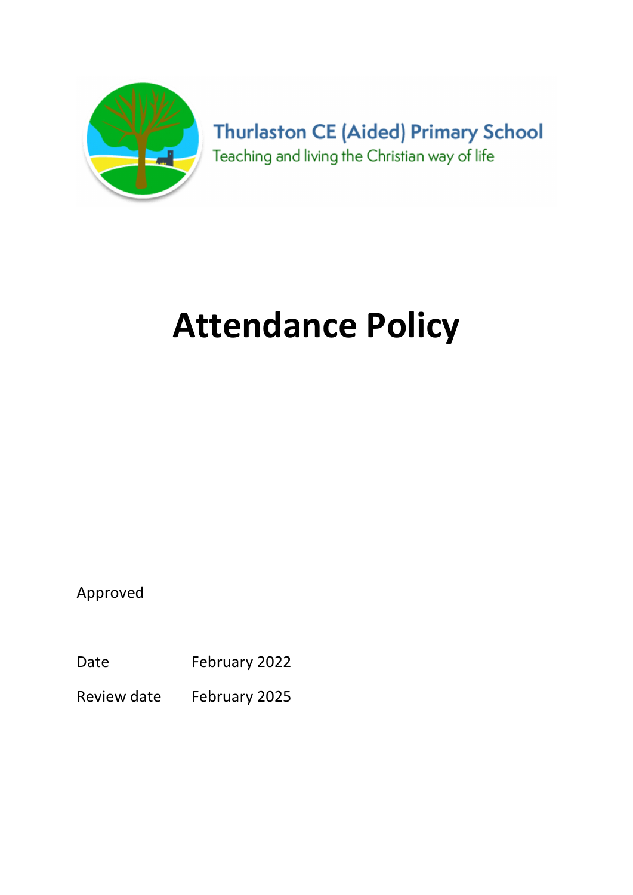Thurlaston CE (Aided) Primary School

Teaching and living the Christian way of life

# Attendance Policy

Approved

| | |
|---|---|
| Date | February 2022 |
| Review date | February 2025 |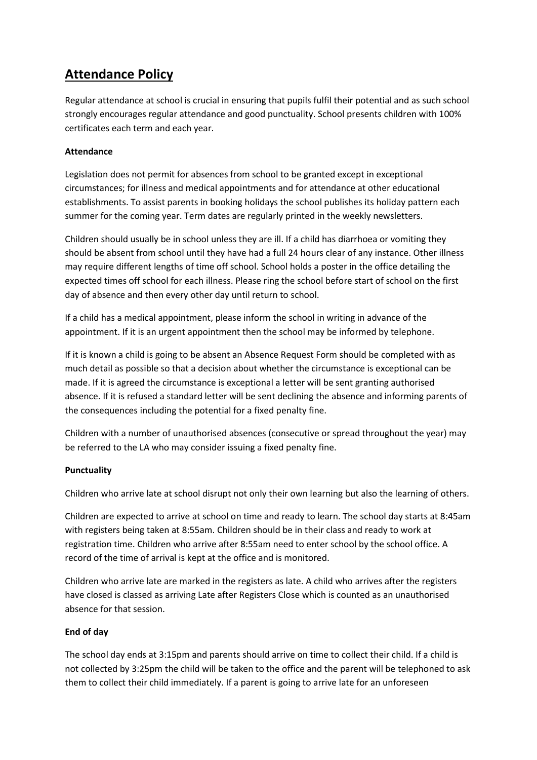# Attendance Policy

Regular attendance at school is crucial in ensuring that pupils fulfil their potential and as such school strongly encourages regular attendance and good punctuality. School presents children with 100% certificates each term and each year.

**Attendance**

Legislation does not permit for absences from school to be granted except in exceptional circumstances; for illness and medical appointments and for attendance at other educational establishments. To assist parents in booking holidays the school publishes its holiday pattern each summer for the coming year. Term dates are regularly printed in the weekly newsletters.

Children should usually be in school unless they are ill. If a child has diarrhoea or vomiting they should be absent from school until they have had a full 24 hours clear of any instance. Other illness may require different lengths of time off school. School holds a poster in the office detailing the expected times off school for each illness. Please ring the school before start of school on the first day of absence and then every other day until return to school.

If a child has a medical appointment, please inform the school in writing in advance of the appointment. If it is an urgent appointment then the school may be informed by telephone.

If it is known a child is going to be absent an Absence Request Form should be completed with as much detail as possible so that a decision about whether the circumstance is exceptional can be made. If it is agreed the circumstance is exceptional a letter will be sent granting authorised absence. If it is refused a standard letter will be sent declining the absence and informing parents of the consequences including the potential for a fixed penalty fine.

Children with a number of unauthorised absences (consecutive or spread throughout the year) may be referred to the LA who may consider issuing a fixed penalty fine.

**Punctuality**

Children who arrive late at school disrupt not only their own learning but also the learning of others.

Children are expected to arrive at school on time and ready to learn. The school day starts at 8:45am with registers being taken at 8:55am. Children should be in their class and ready to work at registration time. Children who arrive after 8:55am need to enter school by the school office. A record of the time of arrival is kept at the office and is monitored.

Children who arrive late are marked in the registers as late. A child who arrives after the registers have closed is classed as arriving Late after Registers Close which is counted as an unauthorised absence for that session.

**End of day**

The school day ends at 3:15pm and parents should arrive on time to collect their child. If a child is not collected by 3:25pm the child will be taken to the office and the parent will be telephoned to ask them to collect their child immediately. If a parent is going to arrive late for an unforeseen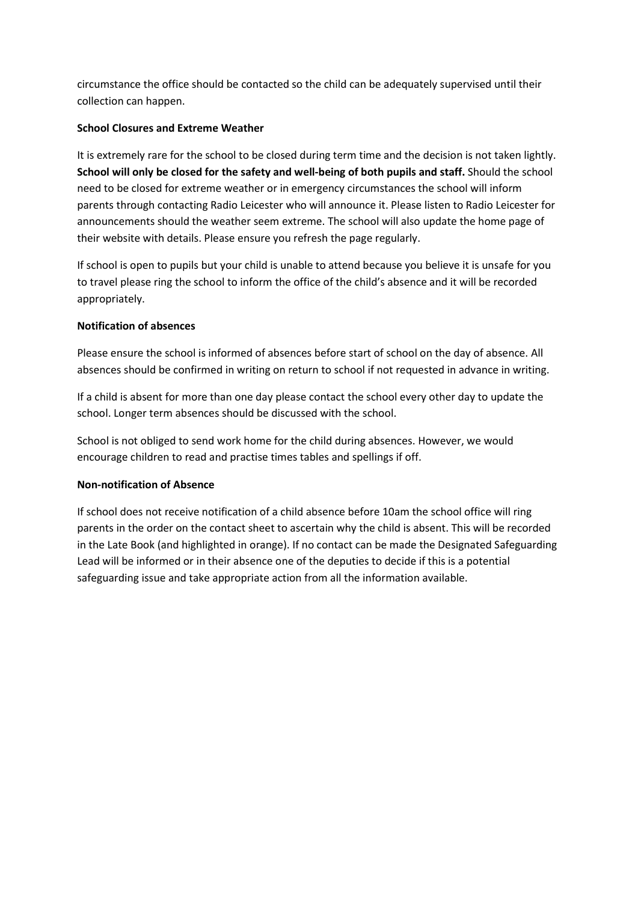circumstance the office should be contacted so the child can be adequately supervised until their collection can happen.

**School Closures and Extreme Weather**

It is extremely rare for the school to be closed during term time and the decision is not taken lightly. **School will only be closed for the safety and well-being of both pupils and staff.** Should the school need to be closed for extreme weather or in emergency circumstances the school will inform parents through contacting Radio Leicester who will announce it. Please listen to Radio Leicester for announcements should the weather seem extreme. The school will also update the home page of their website with details. Please ensure you refresh the page regularly.

If school is open to pupils but your child is unable to attend because you believe it is unsafe for you to travel please ring the school to inform the office of the child's absence and it will be recorded appropriately.

**Notification of absences**

Please ensure the school is informed of absences before start of school on the day of absence. All absences should be confirmed in writing on return to school if not requested in advance in writing.

If a child is absent for more than one day please contact the school every other day to update the school. Longer term absences should be discussed with the school.

School is not obliged to send work home for the child during absences. However, we would encourage children to read and practise times tables and spellings if off.

**Non-notification of Absence**

If school does not receive notification of a child absence before 10am the school office will ring parents in the order on the contact sheet to ascertain why the child is absent. This will be recorded in the Late Book (and highlighted in orange). If no contact can be made the Designated Safeguarding Lead will be informed or in their absence one of the deputies to decide if this is a potential safeguarding issue and take appropriate action from all the information available.